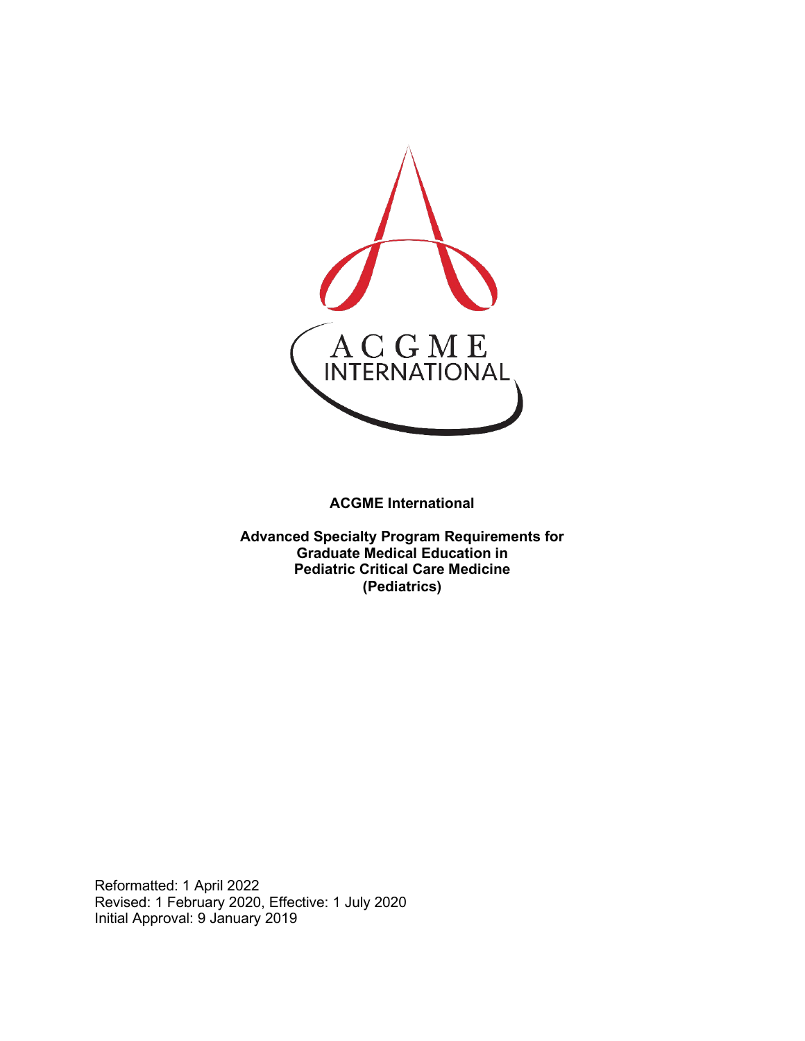**ACGME International**

**Advanced Specialty Program Requirements for Graduate Medical Education in Pediatric Critical Care Medicine (Pediatrics)**

Reformatted: 1 April 2022
Revised: 1 February 2020, Effective: 1 July 2020
Initial Approval: 9 January 2019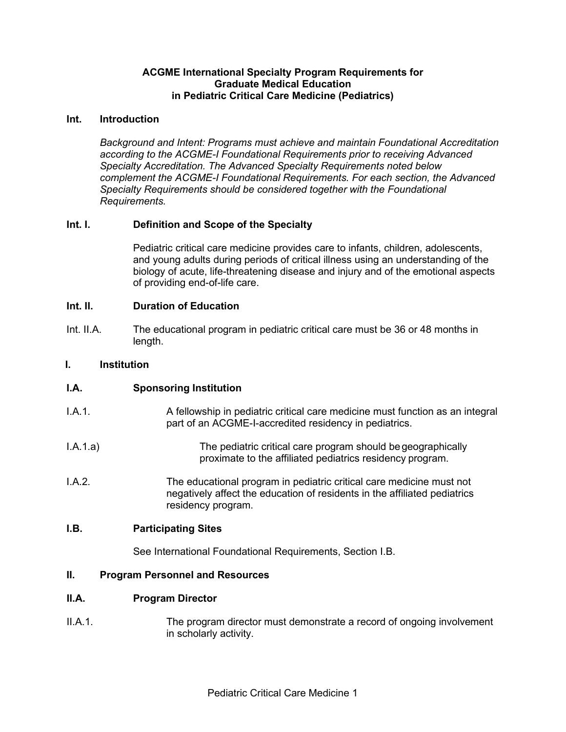**ACGME International Specialty Program Requirements for Graduate Medical Education in Pediatric Critical Care Medicine (Pediatrics)**

## Int. Introduction

*Background and Intent: Programs must achieve and maintain Foundational Accreditation according to the ACGME-I Foundational Requirements prior to receiving Advanced Specialty Accreditation. The Advanced Specialty Requirements noted below complement the ACGME-I Foundational Requirements. For each section, the Advanced Specialty Requirements should be considered together with the Foundational Requirements.*

### Int. I. Definition and Scope of the Specialty

Pediatric critical care medicine provides care to infants, children, adolescents, and young adults during periods of critical illness using an understanding of the biology of acute, life-threatening disease and injury and of the emotional aspects of providing end-of-life care.

### Int. II. Duration of Education

Int. II.A. The educational program in pediatric critical care must be 36 or 48 months in length.

## I. Institution

### I.A. Sponsoring Institution

I.A.1. A fellowship in pediatric critical care medicine must function as an integral part of an ACGME-I-accredited residency in pediatrics.

I.A.1.a) The pediatric critical care program should be geographically proximate to the affiliated pediatrics residency program.

I.A.2. The educational program in pediatric critical care medicine must not negatively affect the education of residents in the affiliated pediatrics residency program.

### I.B. Participating Sites

See International Foundational Requirements, Section I.B.

## II. Program Personnel and Resources

### II.A. Program Director

II.A.1. The program director must demonstrate a record of ongoing involvement in scholarly activity.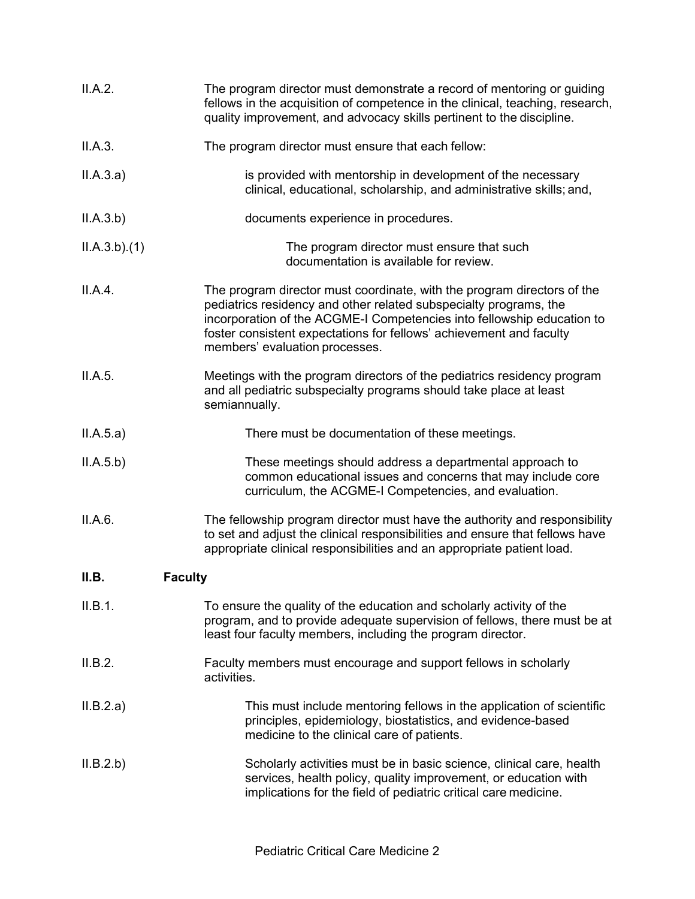II.A.2. The program director must demonstrate a record of mentoring or guiding fellows in the acquisition of competence in the clinical, teaching, research, quality improvement, and advocacy skills pertinent to the discipline.

II.A.3. The program director must ensure that each fellow:

II.A.3.a) is provided with mentorship in development of the necessary clinical, educational, scholarship, and administrative skills; and,

II.A.3.b) documents experience in procedures.

II.A.3.b).(1) The program director must ensure that such documentation is available for review.

II.A.4. The program director must coordinate, with the program directors of the pediatrics residency and other related subspecialty programs, the incorporation of the ACGME-I Competencies into fellowship education to foster consistent expectations for fellows' achievement and faculty members' evaluation processes.

II.A.5. Meetings with the program directors of the pediatrics residency program and all pediatric subspecialty programs should take place at least semiannually.

II.A.5.a) There must be documentation of these meetings.

II.A.5.b) These meetings should address a departmental approach to common educational issues and concerns that may include core curriculum, the ACGME-I Competencies, and evaluation.

II.A.6. The fellowship program director must have the authority and responsibility to set and adjust the clinical responsibilities and ensure that fellows have appropriate clinical responsibilities and an appropriate patient load.

## II.B. Faculty

II.B.1. To ensure the quality of the education and scholarly activity of the program, and to provide adequate supervision of fellows, there must be at least four faculty members, including the program director.

II.B.2. Faculty members must encourage and support fellows in scholarly activities.

II.B.2.a) This must include mentoring fellows in the application of scientific principles, epidemiology, biostatistics, and evidence-based medicine to the clinical care of patients.

II.B.2.b) Scholarly activities must be in basic science, clinical care, health services, health policy, quality improvement, or education with implications for the field of pediatric critical care medicine.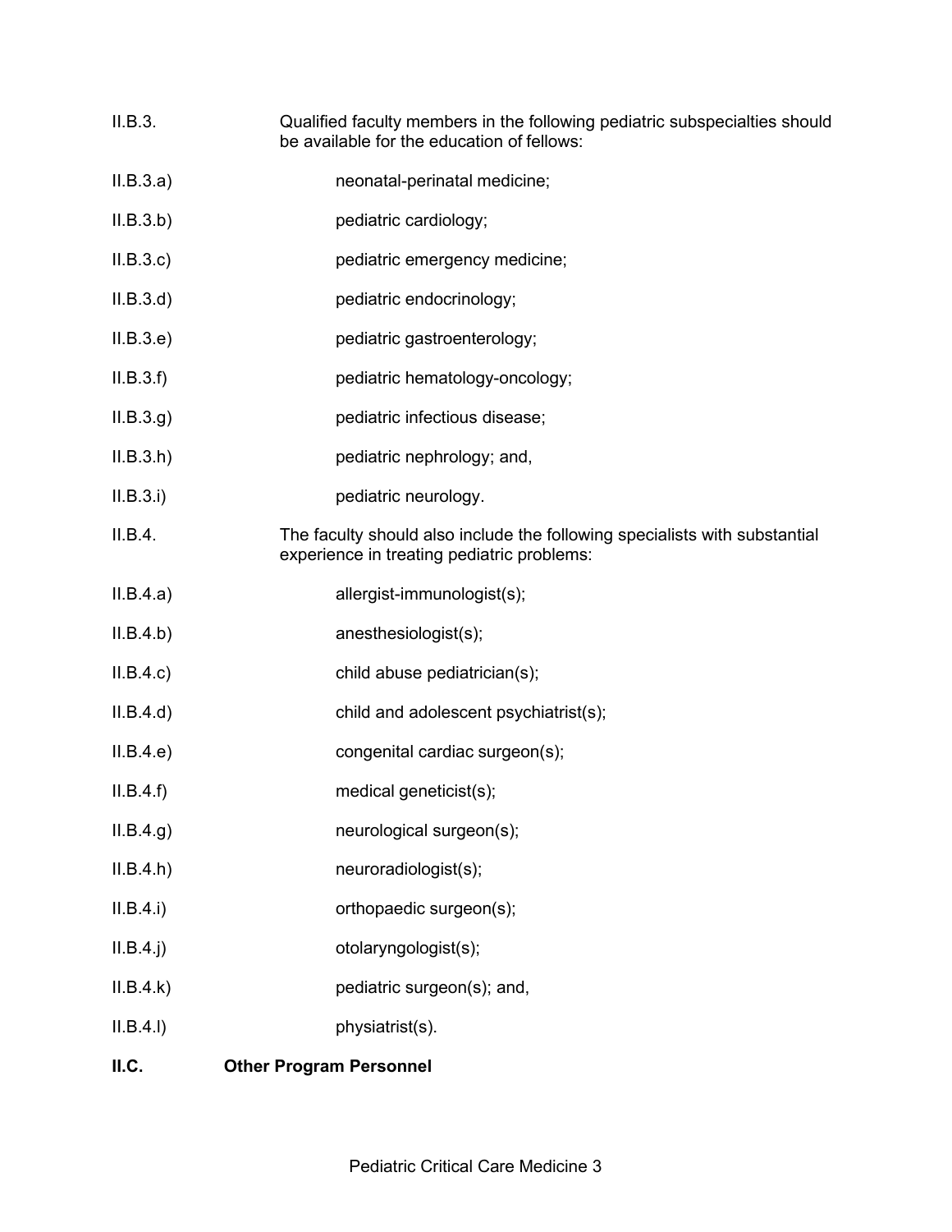II.B.3. Qualified faculty members in the following pediatric subspecialties should be available for the education of fellows:

II.B.3.a) neonatal-perinatal medicine;

II.B.3.b) pediatric cardiology;

II.B.3.c) pediatric emergency medicine;

II.B.3.d) pediatric endocrinology;

II.B.3.e) pediatric gastroenterology;

II.B.3.f) pediatric hematology-oncology;

II.B.3.g) pediatric infectious disease;

II.B.3.h) pediatric nephrology; and,

II.B.3.i) pediatric neurology.

II.B.4. The faculty should also include the following specialists with substantial experience in treating pediatric problems:

II.B.4.a) allergist-immunologist(s);

II.B.4.b) anesthesiologist(s);

II.B.4.c) child abuse pediatrician(s);

II.B.4.d) child and adolescent psychiatrist(s);

II.B.4.e) congenital cardiac surgeon(s);

II.B.4.f) medical geneticist(s);

II.B.4.g) neurological surgeon(s);

II.B.4.h) neuroradiologist(s);

II.B.4.i) orthopaedic surgeon(s);

II.B.4.j) otolaryngologist(s);

II.B.4.k) pediatric surgeon(s); and,

II.B.4.l) physiatrist(s).

**II.C. Other Program Personnel**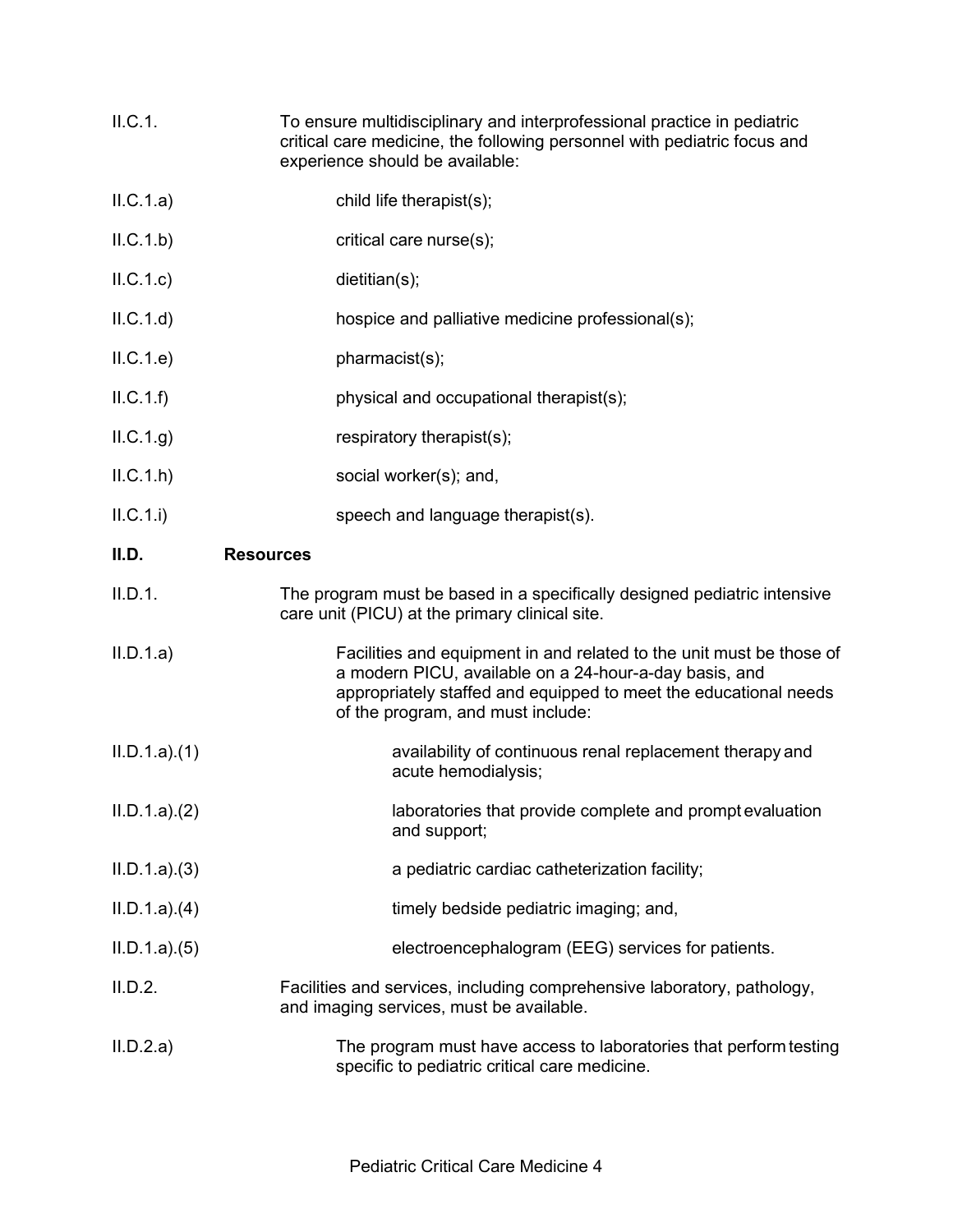II.C.1. To ensure multidisciplinary and interprofessional practice in pediatric critical care medicine, the following personnel with pediatric focus and experience should be available:

II.C.1.a) child life therapist(s);

II.C.1.b) critical care nurse(s);

II.C.1.c) dietitian(s);

II.C.1.d) hospice and palliative medicine professional(s);

II.C.1.e) pharmacist(s);

II.C.1.f) physical and occupational therapist(s);

II.C.1.g) respiratory therapist(s);

II.C.1.h) social worker(s); and,

II.C.1.i) speech and language therapist(s).

**II.D. Resources**

II.D.1. The program must be based in a specifically designed pediatric intensive care unit (PICU) at the primary clinical site.

II.D.1.a) Facilities and equipment in and related to the unit must be those of a modern PICU, available on a 24-hour-a-day basis, and appropriately staffed and equipped to meet the educational needs of the program, and must include:

II.D.1.a).(1) availability of continuous renal replacement therapy and acute hemodialysis;

II.D.1.a).(2) laboratories that provide complete and prompt evaluation and support;

II.D.1.a).(3) a pediatric cardiac catheterization facility;

II.D.1.a).(4) timely bedside pediatric imaging; and,

II.D.1.a).(5) electroencephalogram (EEG) services for patients.

II.D.2. Facilities and services, including comprehensive laboratory, pathology, and imaging services, must be available.

II.D.2.a) The program must have access to laboratories that perform testing specific to pediatric critical care medicine.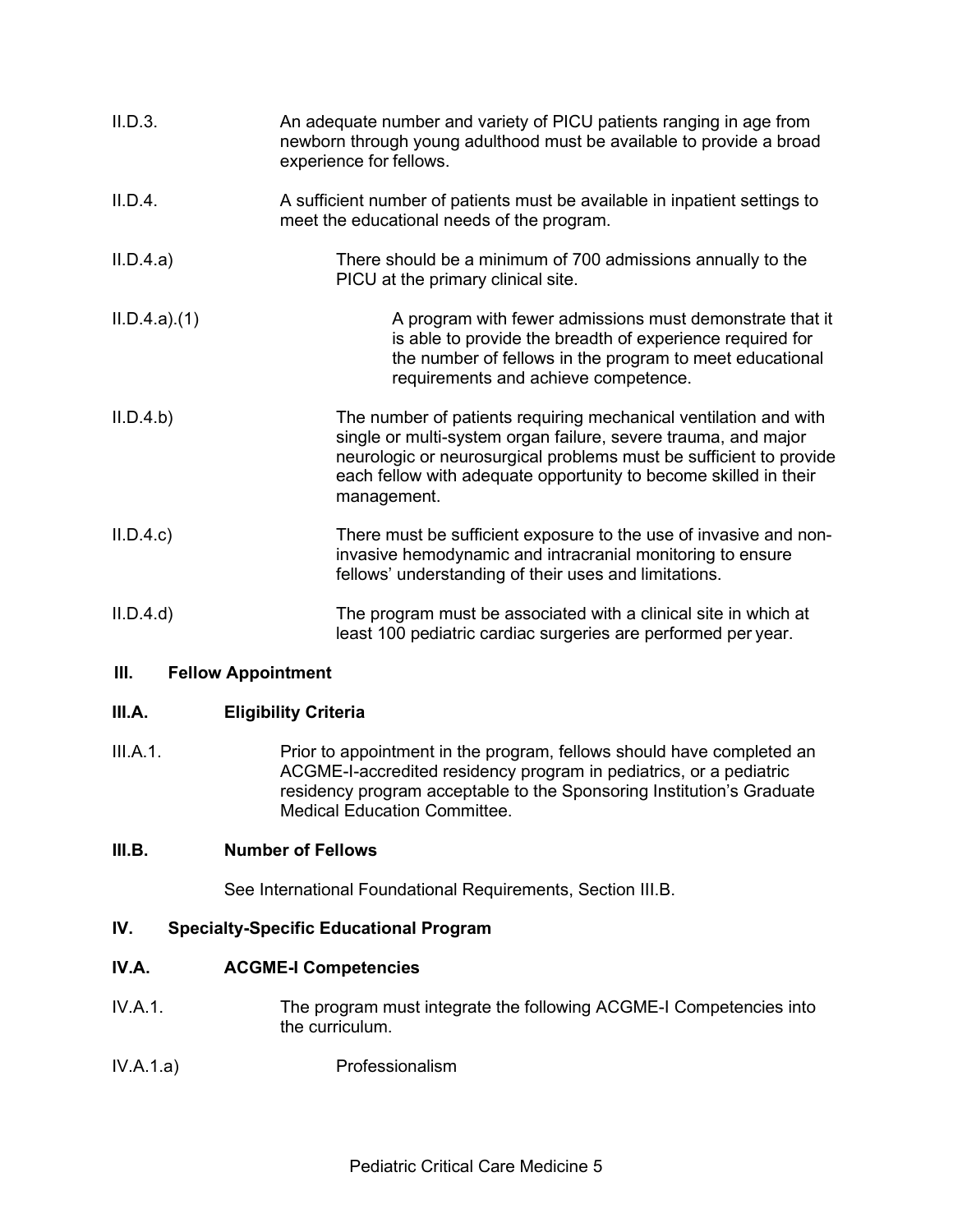II.D.3. An adequate number and variety of PICU patients ranging in age from newborn through young adulthood must be available to provide a broad experience for fellows.

II.D.4. A sufficient number of patients must be available in inpatient settings to meet the educational needs of the program.

II.D.4.a) There should be a minimum of 700 admissions annually to the PICU at the primary clinical site.

II.D.4.a).(1) A program with fewer admissions must demonstrate that it is able to provide the breadth of experience required for the number of fellows in the program to meet educational requirements and achieve competence.

II.D.4.b) The number of patients requiring mechanical ventilation and with single or multi-system organ failure, severe trauma, and major neurologic or neurosurgical problems must be sufficient to provide each fellow with adequate opportunity to become skilled in their management.

II.D.4.c) There must be sufficient exposure to the use of invasive and non-invasive hemodynamic and intracranial monitoring to ensure fellows' understanding of their uses and limitations.

II.D.4.d) The program must be associated with a clinical site in which at least 100 pediatric cardiac surgeries are performed per year.

## III. Fellow Appointment

### III.A. Eligibility Criteria

III.A.1. Prior to appointment in the program, fellows should have completed an ACGME-I-accredited residency program in pediatrics, or a pediatric residency program acceptable to the Sponsoring Institution's Graduate Medical Education Committee.

### III.B. Number of Fellows

See International Foundational Requirements, Section III.B.

## IV. Specialty-Specific Educational Program

### IV.A. ACGME-I Competencies

IV.A.1. The program must integrate the following ACGME-I Competencies into the curriculum.

IV.A.1.a) Professionalism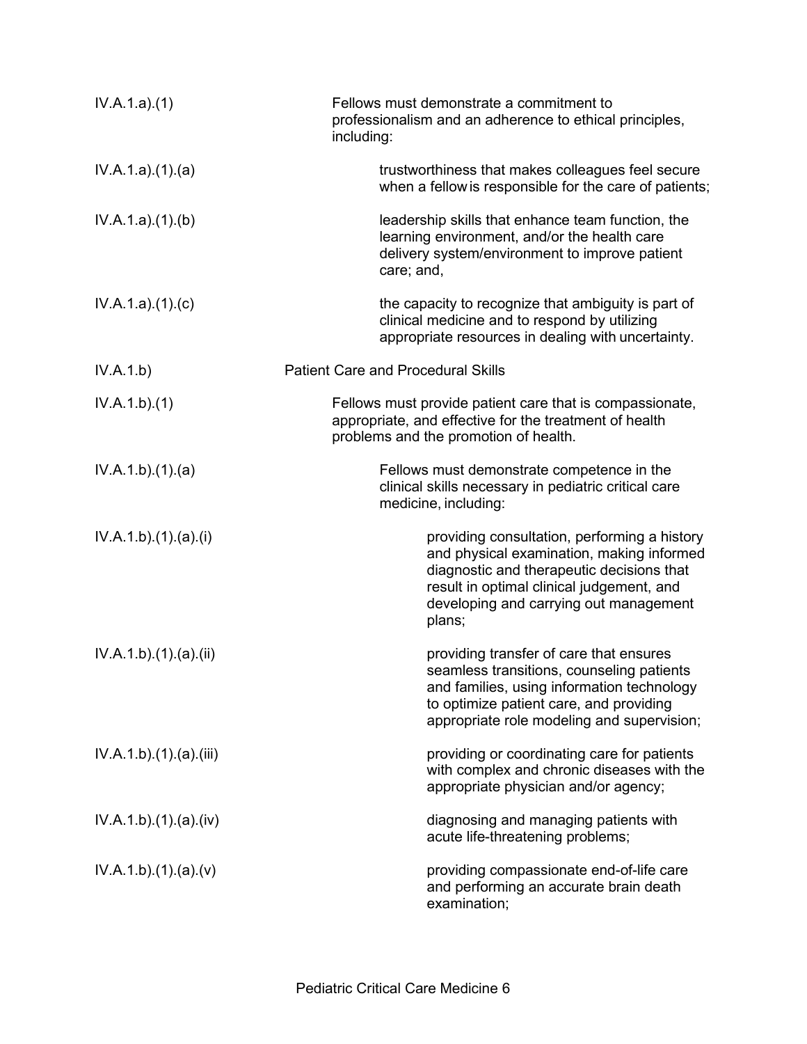| | |
|---|---|
| IV.A.1.a).(1) | Fellows must demonstrate a commitment to professionalism and an adherence to ethical principles, including: |
| IV.A.1.a).(1).(a) | trustworthiness that makes colleagues feel secure when a fellow is responsible for the care of patients; |
| IV.A.1.a).(1).(b) | leadership skills that enhance team function, the learning environment, and/or the health care delivery system/environment to improve patient care; and, |
| IV.A.1.a).(1).(c) | the capacity to recognize that ambiguity is part of clinical medicine and to respond by utilizing appropriate resources in dealing with uncertainty. |
| IV.A.1.b) | Patient Care and Procedural Skills |
| IV.A.1.b).(1) | Fellows must provide patient care that is compassionate, appropriate, and effective for the treatment of health problems and the promotion of health. |
| IV.A.1.b).(1).(a) | Fellows must demonstrate competence in the clinical skills necessary in pediatric critical care medicine, including: |
| IV.A.1.b).(1).(a).(i) | providing consultation, performing a history and physical examination, making informed diagnostic and therapeutic decisions that result in optimal clinical judgement, and developing and carrying out management plans; |
| IV.A.1.b).(1).(a).(ii) | providing transfer of care that ensures seamless transitions, counseling patients and families, using information technology to optimize patient care, and providing appropriate role modeling and supervision; |
| IV.A.1.b).(1).(a).(iii) | providing or coordinating care for patients with complex and chronic diseases with the appropriate physician and/or agency; |
| IV.A.1.b).(1).(a).(iv) | diagnosing and managing patients with acute life-threatening problems; |
| IV.A.1.b).(1).(a).(v) | providing compassionate end-of-life care and performing an accurate brain death examination; |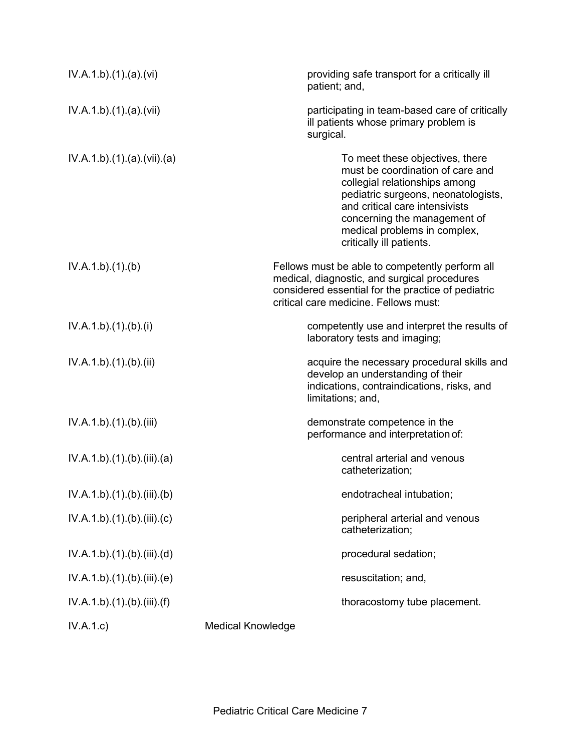| | |
|---|---|
| IV.A.1.b).(1).(a).(vi) | providing safe transport for a critically ill patient; and, |
| IV.A.1.b).(1).(a).(vii) | participating in team-based care of critically ill patients whose primary problem is surgical. |
| IV.A.1.b).(1).(a).(vii).(a) | To meet these objectives, there must be coordination of care and collegial relationships among pediatric surgeons, neonatologists, and critical care intensivists concerning the management of medical problems in complex, critically ill patients. |
| IV.A.1.b).(1).(b) | Fellows must be able to competently perform all medical, diagnostic, and surgical procedures considered essential for the practice of pediatric critical care medicine. Fellows must: |
| IV.A.1.b).(1).(b).(i) | competently use and interpret the results of laboratory tests and imaging; |
| IV.A.1.b).(1).(b).(ii) | acquire the necessary procedural skills and develop an understanding of their indications, contraindications, risks, and limitations; and, |
| IV.A.1.b).(1).(b).(iii) | demonstrate competence in the performance and interpretation of: |
| IV.A.1.b).(1).(b).(iii).(a) | central arterial and venous catheterization; |
| IV.A.1.b).(1).(b).(iii).(b) | endotracheal intubation; |
| IV.A.1.b).(1).(b).(iii).(c) | peripheral arterial and venous catheterization; |
| IV.A.1.b).(1).(b).(iii).(d) | procedural sedation; |
| IV.A.1.b).(1).(b).(iii).(e) | resuscitation; and, |
| IV.A.1.b).(1).(b).(iii).(f) | thoracostomy tube placement. |
| IV.A.1.c) | Medical Knowledge |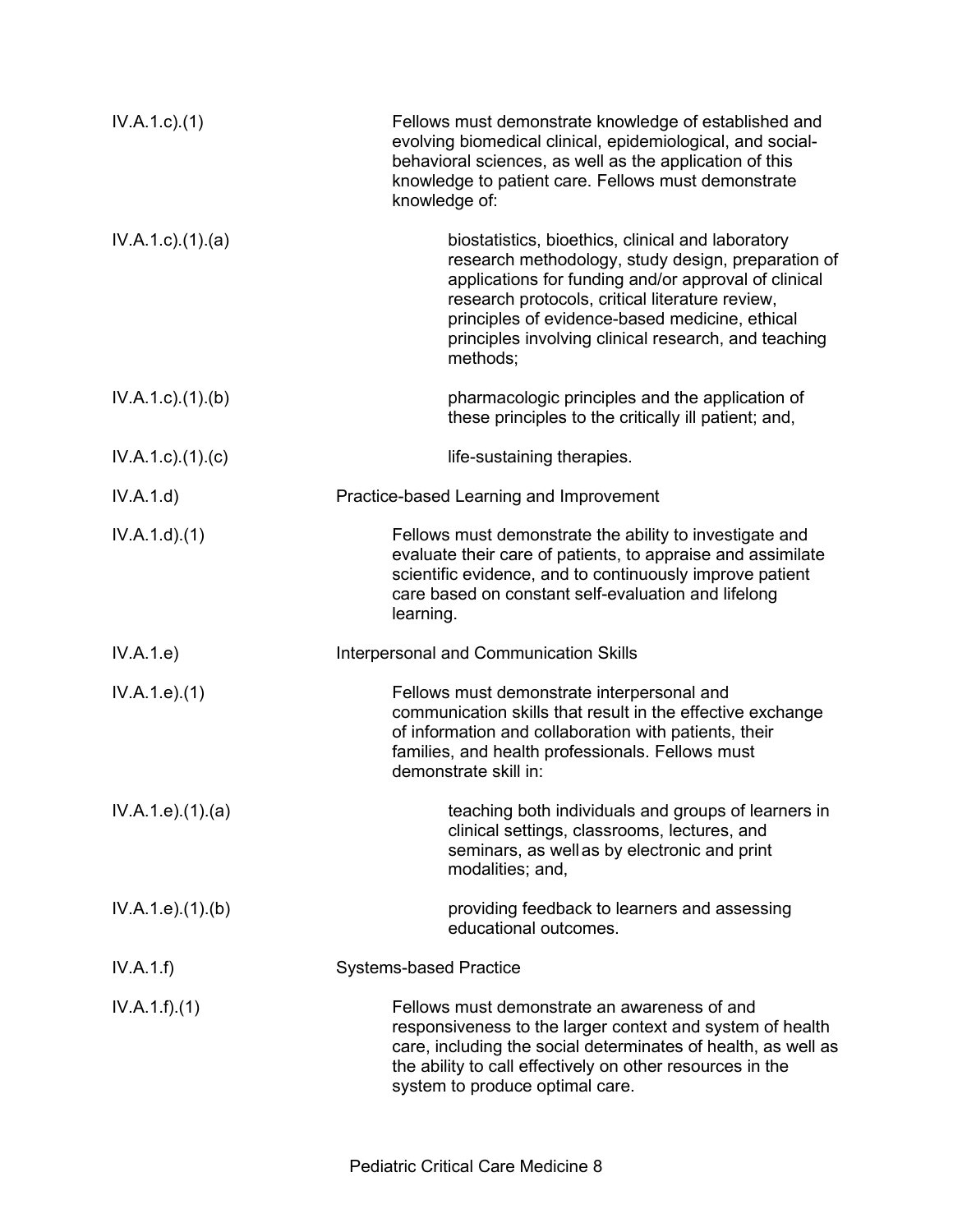| | |
|---|---|
| IV.A.1.c).(1) | Fellows must demonstrate knowledge of established and evolving biomedical clinical, epidemiological, and social-behavioral sciences, as well as the application of this knowledge to patient care. Fellows must demonstrate knowledge of: |
| IV.A.1.c).(1).(a) | biostatistics, bioethics, clinical and laboratory research methodology, study design, preparation of applications for funding and/or approval of clinical research protocols, critical literature review, principles of evidence-based medicine, ethical principles involving clinical research, and teaching methods; |
| IV.A.1.c).(1).(b) | pharmacologic principles and the application of these principles to the critically ill patient; and, |
| IV.A.1.c).(1).(c) | life-sustaining therapies. |
| IV.A.1.d) | Practice-based Learning and Improvement |
| IV.A.1.d).(1) | Fellows must demonstrate the ability to investigate and evaluate their care of patients, to appraise and assimilate scientific evidence, and to continuously improve patient care based on constant self-evaluation and lifelong learning. |
| IV.A.1.e) | Interpersonal and Communication Skills |
| IV.A.1.e).(1) | Fellows must demonstrate interpersonal and communication skills that result in the effective exchange of information and collaboration with patients, their families, and health professionals. Fellows must demonstrate skill in: |
| IV.A.1.e).(1).(a) | teaching both individuals and groups of learners in clinical settings, classrooms, lectures, and seminars, as well as by electronic and print modalities; and, |
| IV.A.1.e).(1).(b) | providing feedback to learners and assessing educational outcomes. |
| IV.A.1.f) | Systems-based Practice |
| IV.A.1.f).(1) | Fellows must demonstrate an awareness of and responsiveness to the larger context and system of health care, including the social determinates of health, as well as the ability to call effectively on other resources in the system to produce optimal care. |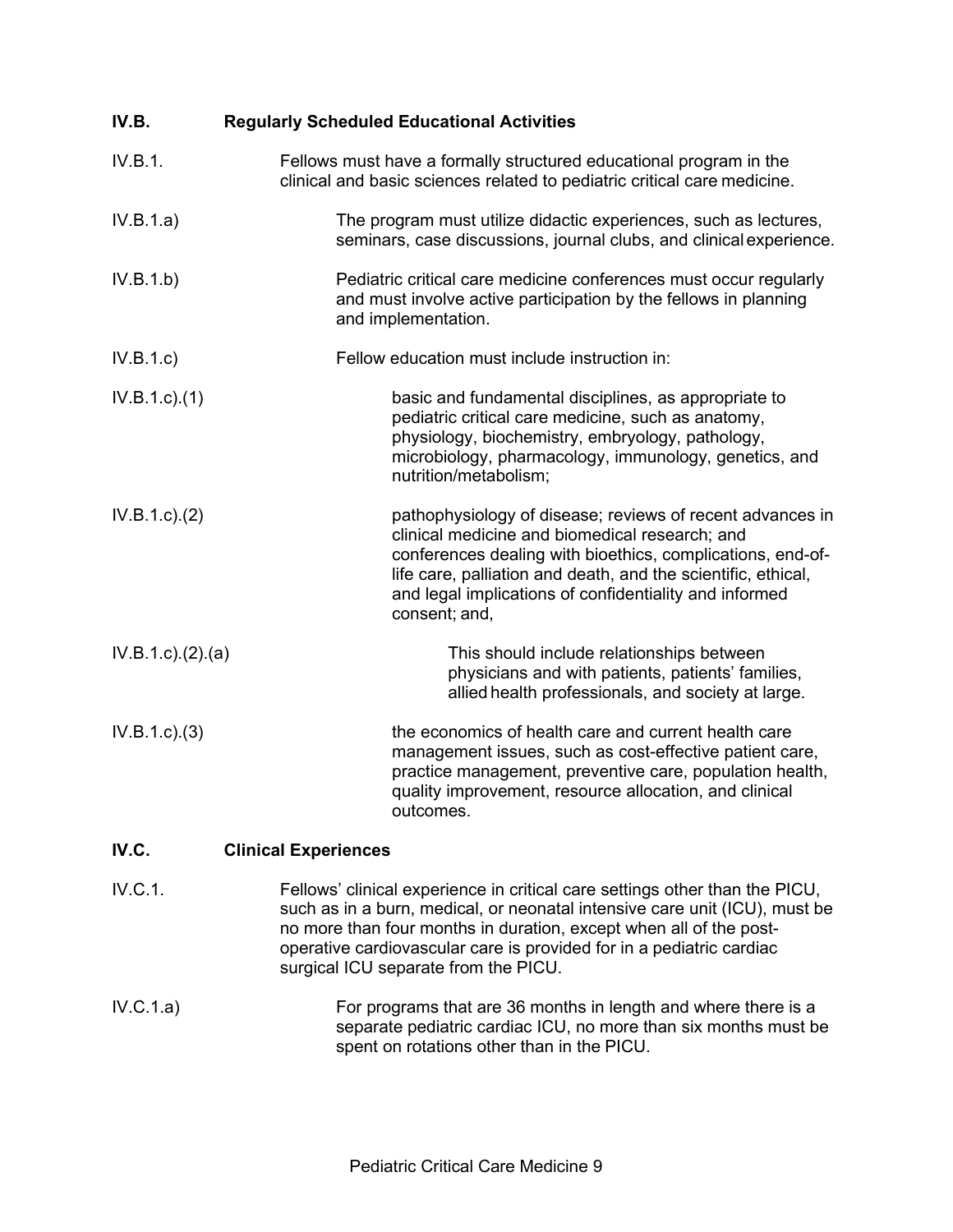## IV.B. Regularly Scheduled Educational Activities

IV.B.1. Fellows must have a formally structured educational program in the clinical and basic sciences related to pediatric critical care medicine.

IV.B.1.a) The program must utilize didactic experiences, such as lectures, seminars, case discussions, journal clubs, and clinical experience.

IV.B.1.b) Pediatric critical care medicine conferences must occur regularly and must involve active participation by the fellows in planning and implementation.

IV.B.1.c) Fellow education must include instruction in:

IV.B.1.c).(1) basic and fundamental disciplines, as appropriate to pediatric critical care medicine, such as anatomy, physiology, biochemistry, embryology, pathology, microbiology, pharmacology, immunology, genetics, and nutrition/metabolism;

IV.B.1.c).(2) pathophysiology of disease; reviews of recent advances in clinical medicine and biomedical research; and conferences dealing with bioethics, complications, end-of-life care, palliation and death, and the scientific, ethical, and legal implications of confidentiality and informed consent; and,

IV.B.1.c).(2).(a) This should include relationships between physicians and with patients, patients' families, allied health professionals, and society at large.

IV.B.1.c).(3) the economics of health care and current health care management issues, such as cost-effective patient care, practice management, preventive care, population health, quality improvement, resource allocation, and clinical outcomes.

## IV.C. Clinical Experiences

IV.C.1. Fellows' clinical experience in critical care settings other than the PICU, such as in a burn, medical, or neonatal intensive care unit (ICU), must be no more than four months in duration, except when all of the post-operative cardiovascular care is provided for in a pediatric cardiac surgical ICU separate from the PICU.

IV.C.1.a) For programs that are 36 months in length and where there is a separate pediatric cardiac ICU, no more than six months must be spent on rotations other than in the PICU.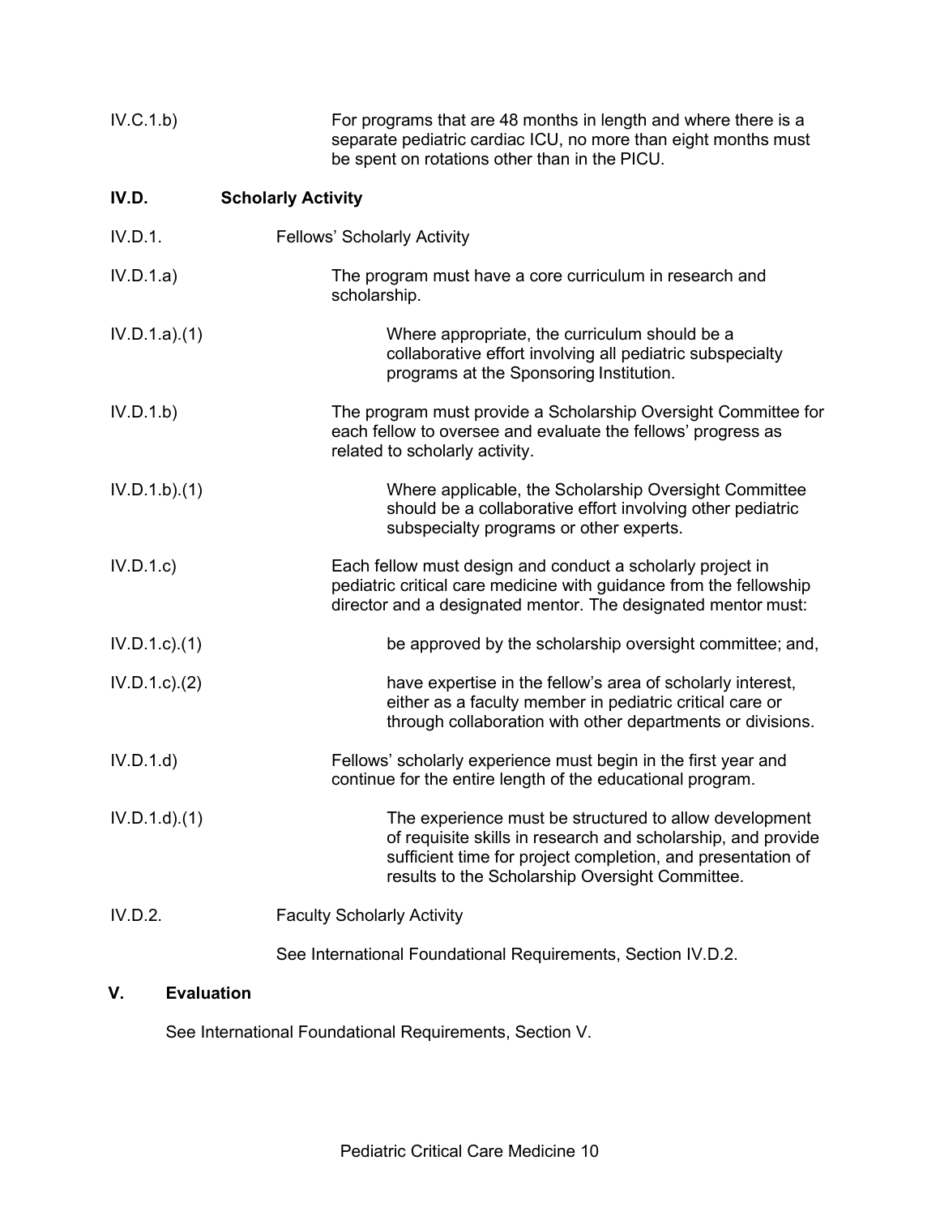IV.C.1.b) For programs that are 48 months in length and where there is a separate pediatric cardiac ICU, no more than eight months must be spent on rotations other than in the PICU.

**IV.D. Scholarly Activity**

IV.D.1. Fellows' Scholarly Activity

IV.D.1.a) The program must have a core curriculum in research and scholarship.

IV.D.1.a).(1) Where appropriate, the curriculum should be a collaborative effort involving all pediatric subspecialty programs at the Sponsoring Institution.

IV.D.1.b) The program must provide a Scholarship Oversight Committee for each fellow to oversee and evaluate the fellows' progress as related to scholarly activity.

IV.D.1.b).(1) Where applicable, the Scholarship Oversight Committee should be a collaborative effort involving other pediatric subspecialty programs or other experts.

IV.D.1.c) Each fellow must design and conduct a scholarly project in pediatric critical care medicine with guidance from the fellowship director and a designated mentor. The designated mentor must:

IV.D.1.c).(1) be approved by the scholarship oversight committee; and,

IV.D.1.c).(2) have expertise in the fellow's area of scholarly interest, either as a faculty member in pediatric critical care or through collaboration with other departments or divisions.

IV.D.1.d) Fellows' scholarly experience must begin in the first year and continue for the entire length of the educational program.

IV.D.1.d).(1) The experience must be structured to allow development of requisite skills in research and scholarship, and provide sufficient time for project completion, and presentation of results to the Scholarship Oversight Committee.

IV.D.2. Faculty Scholarly Activity

See International Foundational Requirements, Section IV.D.2.

## V. Evaluation

See International Foundational Requirements, Section V.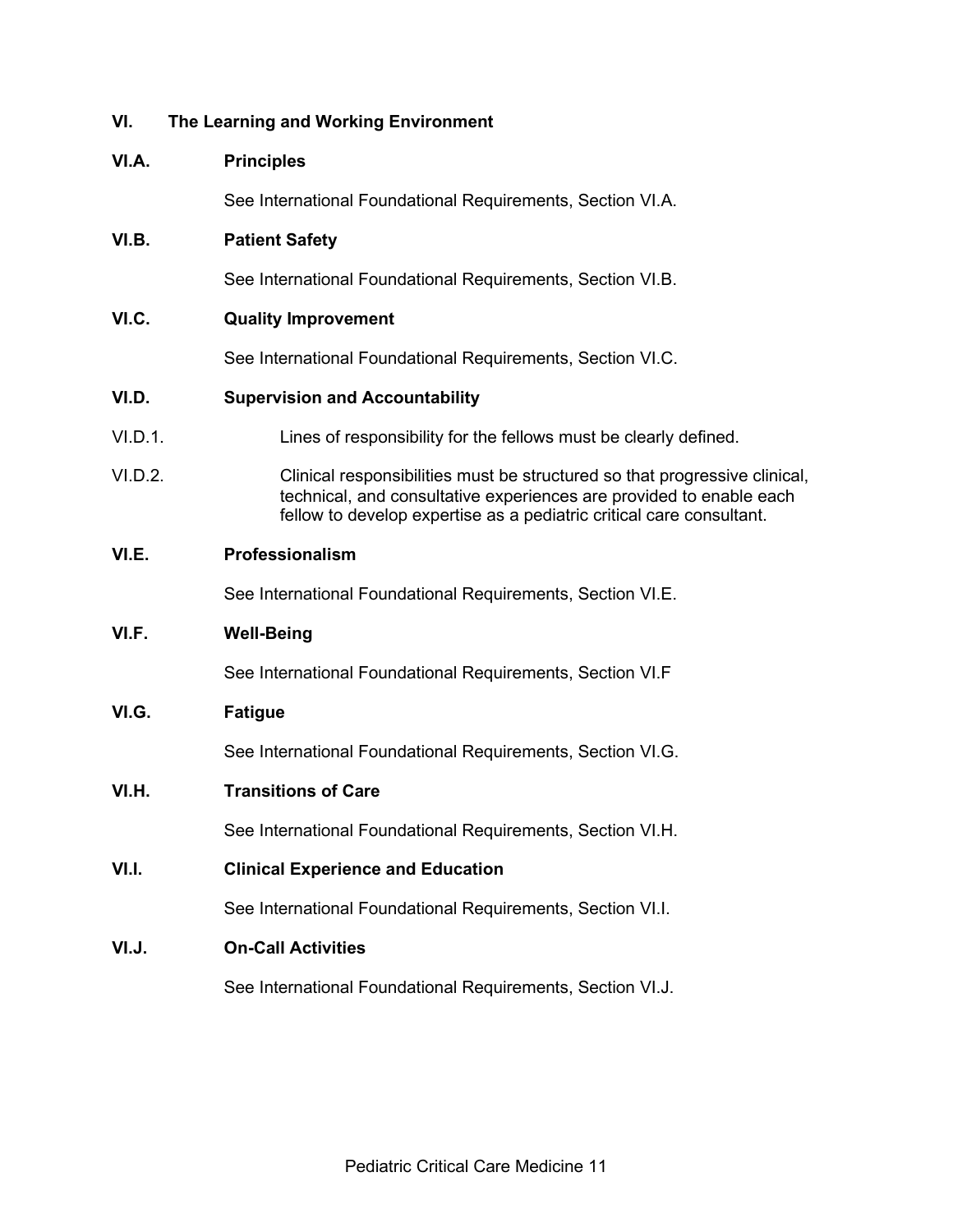## VI. The Learning and Working Environment

### VI.A. Principles

See International Foundational Requirements, Section VI.A.

### VI.B. Patient Safety

See International Foundational Requirements, Section VI.B.

### VI.C. Quality Improvement

See International Foundational Requirements, Section VI.C.

### VI.D. Supervision and Accountability

VI.D.1. Lines of responsibility for the fellows must be clearly defined.

VI.D.2. Clinical responsibilities must be structured so that progressive clinical, technical, and consultative experiences are provided to enable each fellow to develop expertise as a pediatric critical care consultant.

### VI.E. Professionalism

See International Foundational Requirements, Section VI.E.

### VI.F. Well-Being

See International Foundational Requirements, Section VI.F

### VI.G. Fatigue

See International Foundational Requirements, Section VI.G.

### VI.H. Transitions of Care

See International Foundational Requirements, Section VI.H.

### VI.I. Clinical Experience and Education

See International Foundational Requirements, Section VI.I.

### VI.J. On-Call Activities

See International Foundational Requirements, Section VI.J.